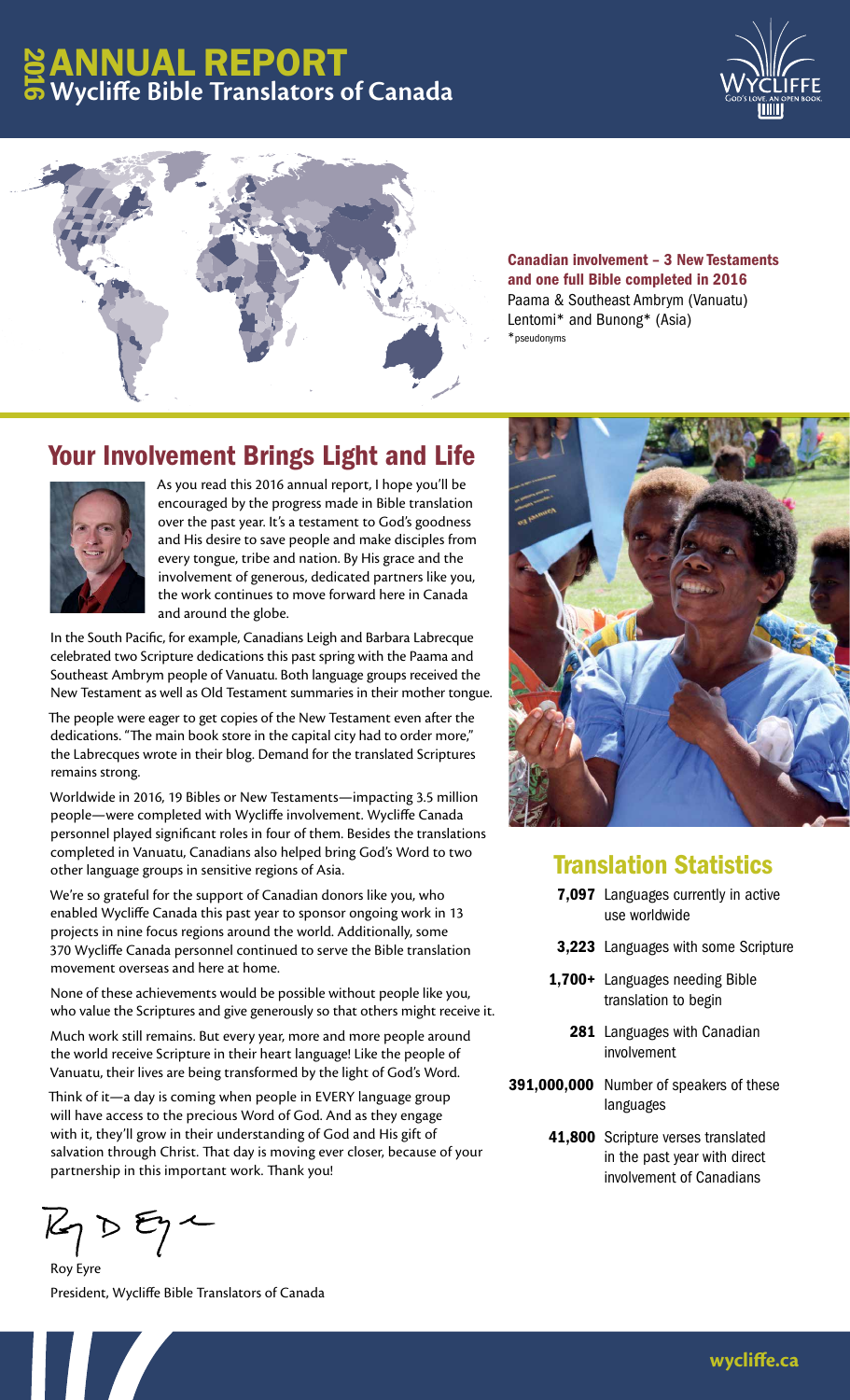# 2016 ANNUAL REPORT
## Wycliffe Bible Translators of Canada

**Canadian involvement – 3 New Testaments and one full Bible completed in 2016**
Paama & Southeast Ambrym (Vanuatu)
Lentomi* and Bunong* (Asia)
*pseudonyms

## Your Involvement Brings Light and Life

As you read this 2016 annual report, I hope you'll be encouraged by the progress made in Bible translation over the past year. It's a testament to God's goodness and His desire to save people and make disciples from every tongue, tribe and nation. By His grace and the involvement of generous, dedicated partners like you, the work continues to move forward here in Canada and around the globe.

In the South Pacific, for example, Canadians Leigh and Barbara Labrecque celebrated two Scripture dedications this past spring with the Paama and Southeast Ambrym people of Vanuatu. Both language groups received the New Testament as well as Old Testament summaries in their mother tongue.

The people were eager to get copies of the New Testament even after the dedications. "The main book store in the capital city had to order more," the Labrecques wrote in their blog. Demand for the translated Scriptures remains strong.

Worldwide in 2016, 19 Bibles or New Testaments—impacting 3.5 million people—were completed with Wycliffe involvement. Wycliffe Canada personnel played significant roles in four of them. Besides the translations completed in Vanuatu, Canadians also helped bring God's Word to two other language groups in sensitive regions of Asia.

We're so grateful for the support of Canadian donors like you, who enabled Wycliffe Canada this past year to sponsor ongoing work in 13 projects in nine focus regions around the world. Additionally, some 370 Wycliffe Canada personnel continued to serve the Bible translation movement overseas and here at home.

None of these achievements would be possible without people like you, who value the Scriptures and give generously so that others might receive it.

Much work still remains. But every year, more and more people around the world receive Scripture in their heart language! Like the people of Vanuatu, their lives are being transformed by the light of God's Word.

Think of it—a day is coming when people in EVERY language group will have access to the precious Word of God. And as they engage with it, they'll grow in their understanding of God and His gift of salvation through Christ. That day is moving ever closer, because of your partnership in this important work. Thank you!

Roy Eyre
President, Wycliffe Bible Translators of Canada

## Translation Statistics

| | |
|---|---|
| **7,097** | Languages currently in active use worldwide |
| **3,223** | Languages with some Scripture |
| **1,700+** | Languages needing Bible translation to begin |
| **281** | Languages with Canadian involvement |
| **391,000,000** | Number of speakers of these languages |
| **41,800** | Scripture verses translated in the past year with direct involvement of Canadians |

wycliffe.ca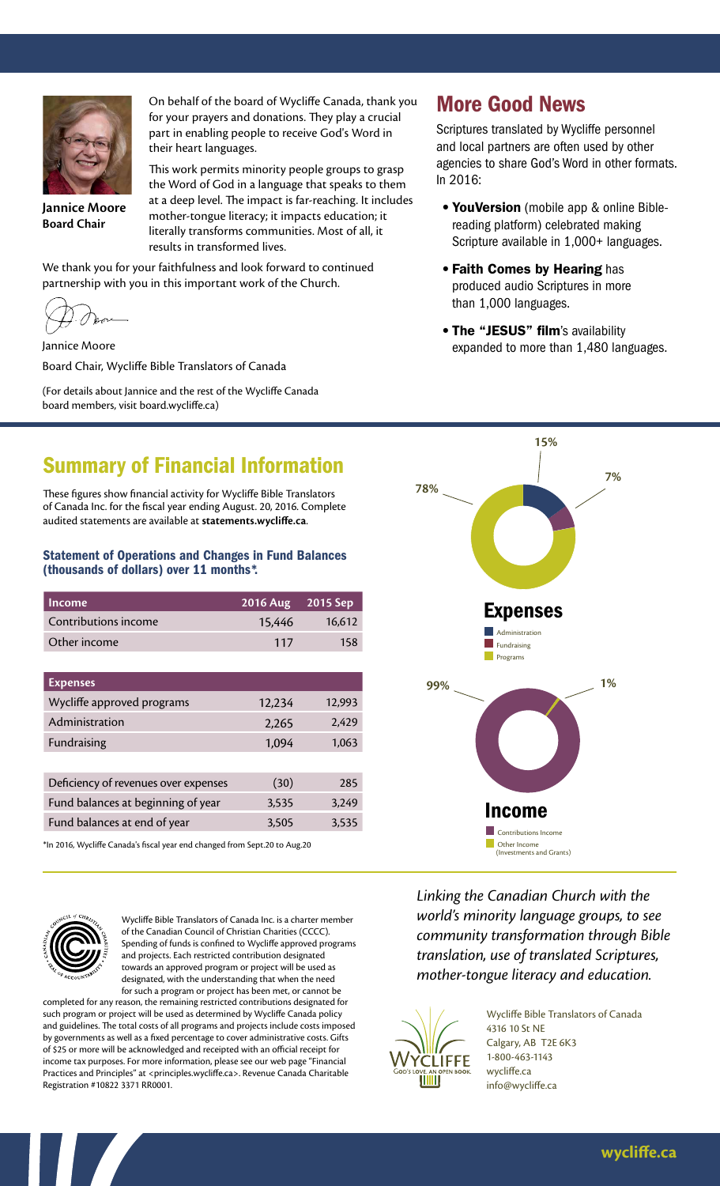**Jannice Moore**
**Board Chair**

On behalf of the board of Wycliffe Canada, thank you for your prayers and donations. They play a crucial part in enabling people to receive God's Word in their heart languages.

This work permits minority people groups to grasp the Word of God in a language that speaks to them at a deep level. The impact is far-reaching. It includes mother-tongue literacy; it impacts education; it literally transforms communities. Most of all, it results in transformed lives.

We thank you for your faithfulness and look forward to continued partnership with you in this important work of the Church.

Jannice Moore

Board Chair, Wycliffe Bible Translators of Canada

(For details about Jannice and the rest of the Wycliffe Canada board members, visit board.wycliffe.ca)

## More Good News

Scriptures translated by Wycliffe personnel and local partners are often used by other agencies to share God's Word in other formats. In 2016:

- **YouVersion** (mobile app & online Bible-reading platform) celebrated making Scripture available in 1,000+ languages.
- **Faith Comes by Hearing** has produced audio Scriptures in more than 1,000 languages.
- **The "JESUS" film**'s availability expanded to more than 1,480 languages.

## Summary of Financial Information

These figures show financial activity for Wycliffe Bible Translators of Canada Inc. for the fiscal year ending August. 20, 2016. Complete audited statements are available at **statements.wycliffe.ca**.

### Statement of Operations and Changes in Fund Balances (thousands of dollars) over 11 months*.

| Income | 2016 Aug | 2015 Sep |
|---|---|---|
| Contributions income | 15,446 | 16,612 |
| Other income | 117 | 158 |
| **Expenses** | | |
| Wycliffe approved programs | 12,234 | 12,993 |
| Administration | 2,265 | 2,429 |
| Fundraising | 1,094 | 1,063 |
| Deficiency of revenues over expenses | (30) | 285 |
| Fund balances at beginning of year | 3,535 | 3,249 |
| Fund balances at end of year | 3,505 | 3,535 |

*In 2016, Wycliffe Canada's fiscal year end changed from Sept.20 to Aug.20

15%
7%
78%
**Expenses**
Administration
Fundraising
Programs

99%
1%
**Income**
Contributions Income
Other Income (Investments and Grants)

Wycliffe Bible Translators of Canada Inc. is a charter member of the Canadian Council of Christian Charities (CCCC). Spending of funds is confined to Wycliffe approved programs and projects. Each restricted contribution designated towards an approved program or project will be used as designated, with the understanding that when the need for such a program or project has been met, or cannot be completed for any reason, the remaining restricted contributions designated for such program or project will be used as determined by Wycliffe Canada policy and guidelines. The total costs of all programs and projects include costs imposed by governments as well as a fixed percentage to cover administrative costs. Gifts of $25 or more will be acknowledged and receipted with an official receipt for income tax purposes. For more information, please see our web page "Financial Practices and Principles" at <principles.wycliffe.ca>. Revenue Canada Charitable Registration #10822 3371 RR0001.

*Linking the Canadian Church with the world's minority language groups, to see community transformation through Bible translation, use of translated Scriptures, mother-tongue literacy and education.*

Wycliffe Bible Translators of Canada
4316 10 St NE
Calgary, AB T2E 6K3
1-800-463-1143
wycliffe.ca
info@wycliffe.ca